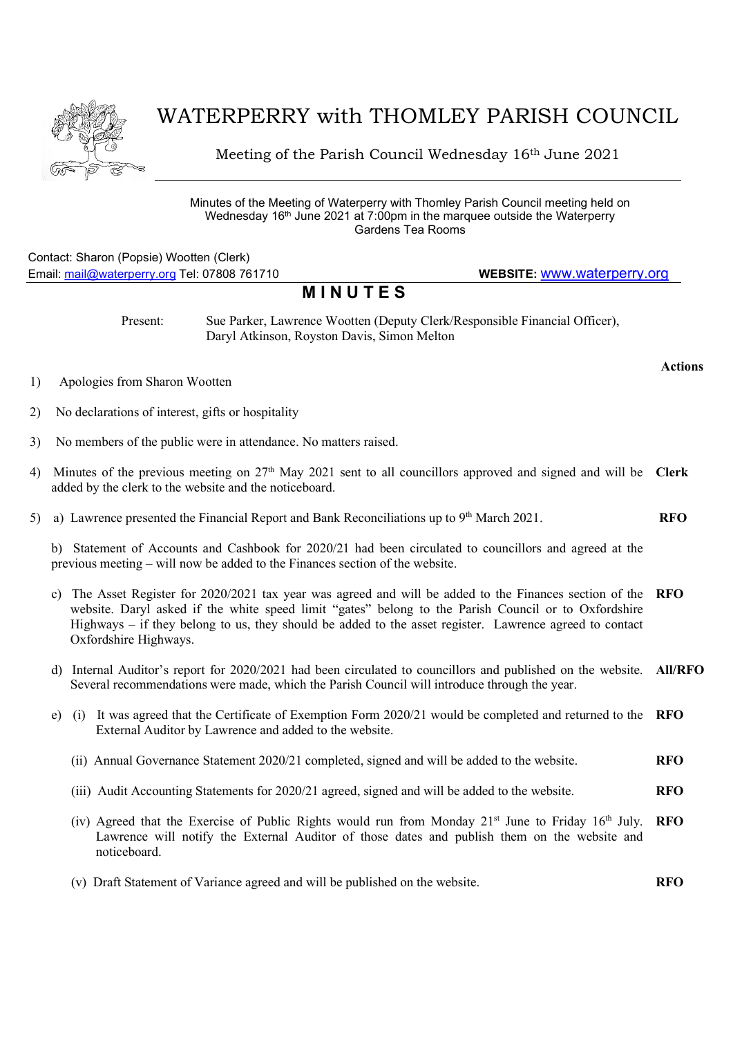# WATERPERRY with THOMLEY PARISH COUNCIL

Meeting of the Parish Council Wednesday 16th June 2021

Minutes of the Meeting of Waterperry with Thomley Parish Council meeting held on Wednesday 16th June 2021 at 7:00pm in the marquee outside the Waterperry Gardens Tea Rooms

Contact: Sharon (Popsie) Wootten (Clerk)
Email: mail@waterperry.org Tel: 07808 761710 **WEBSITE:** www.waterperry.org

## MINUTES

Present: Sue Parker, Lawrence Wootten (Deputy Clerk/Responsible Financial Officer), Daryl Atkinson, Royston Davis, Simon Melton

| | | **Actions** |
|---|---|---|
| 1) | Apologies from Sharon Wootten | |
| 2) | No declarations of interest, gifts or hospitality | |
| 3) | No members of the public were in attendance. No matters raised. | |
| 4) | Minutes of the previous meeting on 27th May 2021 sent to all councillors approved and signed and will be added by the clerk to the website and the noticeboard. | **Clerk** |
| 5) | a) Lawrence presented the Financial Report and Bank Reconciliations up to 9th March 2021. | **RFO** |
| | b) Statement of Accounts and Cashbook for 2020/21 had been circulated to councillors and agreed at the previous meeting – will now be added to the Finances section of the website. | |
| | c) The Asset Register for 2020/2021 tax year was agreed and will be added to the Finances section of the website. Daryl asked if the white speed limit "gates" belong to the Parish Council or to Oxfordshire Highways – if they belong to us, they should be added to the asset register. Lawrence agreed to contact Oxfordshire Highways. | **RFO** |
| | d) Internal Auditor's report for 2020/2021 had been circulated to councillors and published on the website. Several recommendations were made, which the Parish Council will introduce through the year. | **All/RFO** |
| | e) (i) It was agreed that the Certificate of Exemption Form 2020/21 would be completed and returned to the External Auditor by Lawrence and added to the website. | **RFO** |
| | (ii) Annual Governance Statement 2020/21 completed, signed and will be added to the website. | **RFO** |
| | (iii) Audit Accounting Statements for 2020/21 agreed, signed and will be added to the website. | **RFO** |
| | (iv) Agreed that the Exercise of Public Rights would run from Monday 21st June to Friday 16th July. Lawrence will notify the External Auditor of those dates and publish them on the website and noticeboard. | **RFO** |
| | (v) Draft Statement of Variance agreed and will be published on the website. | **RFO** |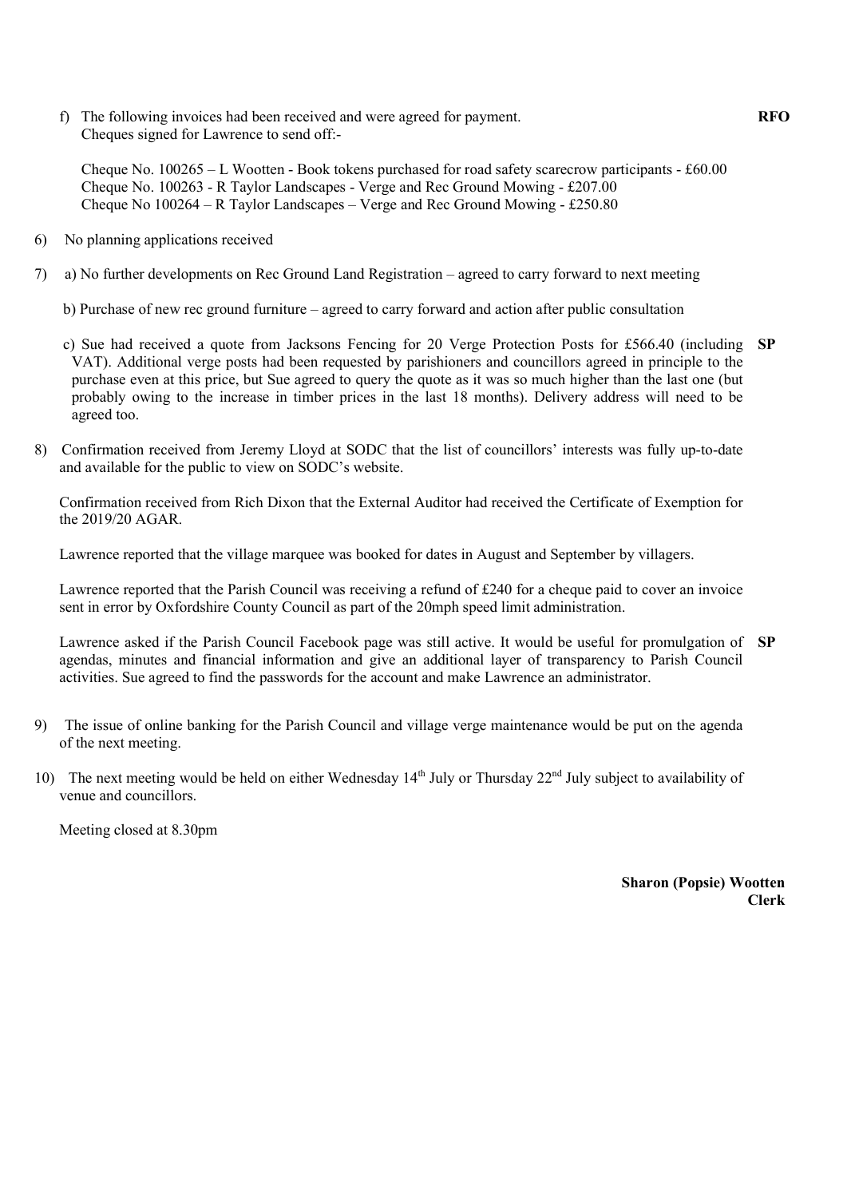f) The following invoices had been received and were agreed for payment. **RFO**
   Cheques signed for Lawrence to send off:-

   Cheque No. 100265 – L Wootten - Book tokens purchased for road safety scarecrow participants - £60.00
   Cheque No. 100263 - R Taylor Landscapes - Verge and Rec Ground Mowing - £207.00
   Cheque No 100264 – R Taylor Landscapes – Verge and Rec Ground Mowing - £250.80

6) No planning applications received

7) a) No further developments on Rec Ground Land Registration – agreed to carry forward to next meeting

   b) Purchase of new rec ground furniture – agreed to carry forward and action after public consultation

   c) Sue had received a quote from Jacksons Fencing for 20 Verge Protection Posts for £566.40 (including VAT). Additional verge posts had been requested by parishioners and councillors agreed in principle to the purchase even at this price, but Sue agreed to query the quote as it was so much higher than the last one (but probably owing to the increase in timber prices in the last 18 months). Delivery address will need to be agreed too. **SP**

8) Confirmation received from Jeremy Lloyd at SODC that the list of councillors' interests was fully up-to-date and available for the public to view on SODC's website.

   Confirmation received from Rich Dixon that the External Auditor had received the Certificate of Exemption for the 2019/20 AGAR.

   Lawrence reported that the village marquee was booked for dates in August and September by villagers.

   Lawrence reported that the Parish Council was receiving a refund of £240 for a cheque paid to cover an invoice sent in error by Oxfordshire County Council as part of the 20mph speed limit administration.

   Lawrence asked if the Parish Council Facebook page was still active. It would be useful for promulgation of agendas, minutes and financial information and give an additional layer of transparency to Parish Council activities. Sue agreed to find the passwords for the account and make Lawrence an administrator. **SP**

9) The issue of online banking for the Parish Council and village verge maintenance would be put on the agenda of the next meeting.

10) The next meeting would be held on either Wednesday 14th July or Thursday 22nd July subject to availability of venue and councillors.

   Meeting closed at 8.30pm

**Sharon (Popsie) Wootten**
**Clerk**